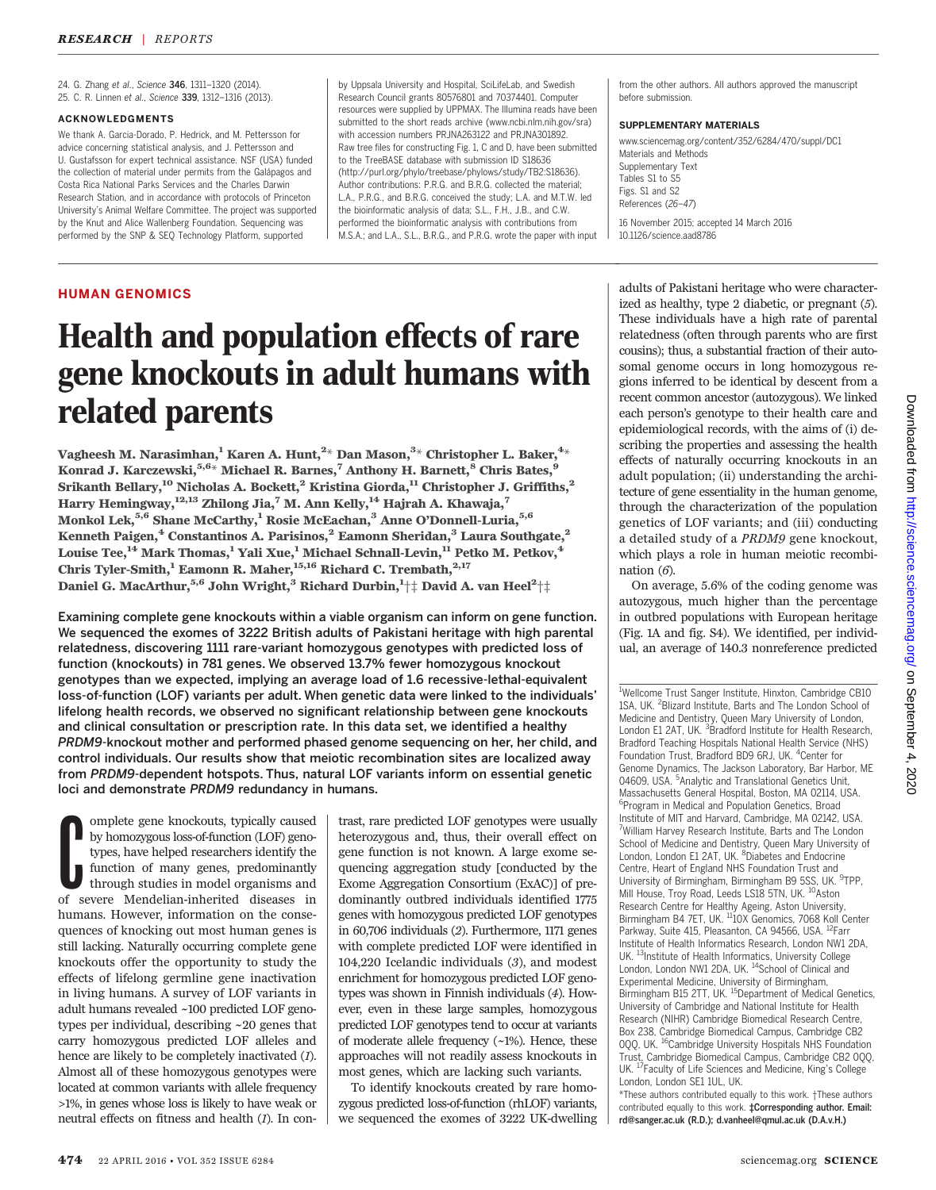24. G. Zhang et al., Science 346, 1311–1320 (2014).
25. C. R. Linnen et al., Science 339, 1312–1316 (2013).

### ACKNOWLEDGMENTS

We thank A. Garcia-Dorado, P. Hedrick, and M. Pettersson for advice concerning statistical analysis, and J. Pettersson and U. Gustafsson for expert technical assistance. NSF (USA) funded the collection of material under permits from the Galápagos and Costa Rica National Parks Services and the Charles Darwin Research Station, and in accordance with protocols of Princeton University's Animal Welfare Committee. The project was supported by the Knut and Alice Wallenberg Foundation. Sequencing was performed by the SNP & SEQ Technology Platform, supported by Uppsala University and Hospital, SciLifeLab, and Swedish Research Council grants 80576801 and 70374401. Computer resources were supplied by UPPMAX. The Illumina reads have been submitted to the short reads archive (www.ncbi.nlm.nih.gov/sra) with accession numbers PRJNA263122 and PRJNA301892. Raw tree files for constructing Fig. 1, C and D, have been submitted to the TreeBASE database with submission ID S18636 (http://purl.org/phylo/treebase/phylows/study/TB2:S18636). Author contributions: P.R.G. and B.R.G. collected the material; L.A., P.R.G., and B.R.G. conceived the study; L.A. and M.T.W. led the bioinformatic analysis of data; S.L., F.H., J.B., and C.W. performed the bioinformatic analysis with contributions from M.S.A.; and L.A., S.L., B.R.G., and P.R.G. wrote the paper with input from the other authors. All authors approved the manuscript before submission.

### SUPPLEMENTARY MATERIALS

www.sciencemag.org/content/352/6284/470/suppl/DC1
Materials and Methods
Supplementary Text
Tables S1 to S5
Figs. S1 and S2
References (26–47)

16 November 2015; accepted 14 March 2016
10.1126/science.aad8786

## HUMAN GENOMICS

# Health and population effects of rare gene knockouts in adult humans with related parents

**Vagheesh M. Narasimhan,[1] Karen A. Hunt,[2]* Dan Mason,[3]* Christopher L. Baker,[4]* Konrad J. Karczewski,[5,6]* Michael R. Barnes,[7] Anthony H. Barnett,[8] Chris Bates,[9] Srikanth Bellary,[10] Nicholas A. Bockett,[2] Kristina Giorda,[11] Christopher J. Griffiths,[2] Harry Hemingway,[12,13] Zhilong Jia,[7] M. Ann Kelly,[14] Hajrah A. Khawaja,[7] Monkol Lek,[5,6] Shane McCarthy,[1] Rosie McEachan,[3] Anne O'Donnell-Luria,[5,6] Kenneth Paigen,[4] Constantinos A. Parisinos,[2] Eamonn Sheridan,[3] Laura Southgate,[2] Louise Tee,[14] Mark Thomas,[1] Yali Xue,[1] Michael Schnall-Levin,[11] Petko M. Petkov,[4] Chris Tyler-Smith,[1] Eamonn R. Maher,[15,16] Richard C. Trembath,[2,17] Daniel G. MacArthur,[5,6] John Wright,[3] Richard Durbin,[1]†‡ David A. van Heel[2]†‡**

**Examining complete gene knockouts within a viable organism can inform on gene function. We sequenced the exomes of 3222 British adults of Pakistani heritage with high parental relatedness, discovering 1111 rare-variant homozygous genotypes with predicted loss of function (knockouts) in 781 genes. We observed 13.7% fewer homozygous knockout genotypes than we expected, implying an average load of 1.6 recessive-lethal-equivalent loss-of-function (LOF) variants per adult. When genetic data were linked to the individuals' lifelong health records, we observed no significant relationship between gene knockouts and clinical consultation or prescription rate. In this data set, we identified a healthy *PRDM9*-knockout mother and performed phased genome sequencing on her, her child, and control individuals. Our results show that meiotic recombination sites are localized away from *PRDM9*-dependent hotspots. Thus, natural LOF variants inform on essential genetic loci and demonstrate *PRDM9* redundancy in humans.**

Complete gene knockouts, typically caused by homozygous loss-of-function (LOF) genotypes, have helped researchers identify the function of many genes, predominantly through studies in model organisms and of severe Mendelian-inherited diseases in humans. However, information on the consequences of knocking out most human genes is still lacking. Naturally occurring complete gene knockouts offer the opportunity to study the effects of lifelong germline gene inactivation in living humans. A survey of LOF variants in adult humans revealed ~100 predicted LOF genotypes per individual, describing ~20 genes that carry homozygous predicted LOF alleles and hence are likely to be completely inactivated (*1*). Almost all of these homozygous genotypes were located at common variants with allele frequency >1%, in genes whose loss is likely to have weak or neutral effects on fitness and health (*1*). In contrast, rare predicted LOF genotypes were usually heterozygous and, thus, their overall effect on gene function is not known. A large exome sequencing aggregation study [conducted by the Exome Aggregation Consortium (ExAC)] of predominantly outbred individuals identified 1775 genes with homozygous predicted LOF genotypes in 60,706 individuals (*2*). Furthermore, 1171 genes with complete predicted LOF were identified in 104,220 Icelandic individuals (*3*), and modest enrichment for homozygous predicted LOF genotypes was shown in Finnish individuals (*4*). However, even in these large samples, homozygous predicted LOF genotypes tend to occur at variants of moderate allele frequency (~1%). Hence, these approaches will not readily assess knockouts in most genes, which are lacking such variants.

To identify knockouts created by rare homozygous predicted loss-of-function (rhLOF) variants, we sequenced the exomes of 3222 UK-dwelling adults of Pakistani heritage who were characterized as healthy, type 2 diabetic, or pregnant (*5*). These individuals have a high rate of parental relatedness (often through parents who are first cousins); thus, a substantial fraction of their autosomal genome occurs in long homozygous regions inferred to be identical by descent from a recent common ancestor (autozygous). We linked each person's genotype to their health care and epidemiological records, with the aims of (i) describing the properties and assessing the health effects of naturally occurring knockouts in an adult population; (ii) understanding the architecture of gene essentiality in the human genome, through the characterization of the population genetics of LOF variants; and (iii) conducting a detailed study of a *PRDM9* gene knockout, which plays a role in human meiotic recombination (*6*).

On average, 5.6% of the coding genome was autozygous, much higher than the percentage in outbred populations with European heritage (Fig. 1A and fig. S4). We identified, per individual, an average of 140.3 nonreference predicted

[1]Wellcome Trust Sanger Institute, Hinxton, Cambridge CB10 1SA, UK. [2]Blizard Institute, Barts and The London School of Medicine and Dentistry, Queen Mary University of London, London E1 2AT, UK. [3]Bradford Institute for Health Research, Bradford Teaching Hospitals National Health Service (NHS) Foundation Trust, Bradford BD9 6RJ, UK. [4]Center for Genome Dynamics, The Jackson Laboratory, Bar Harbor, ME 04609, USA. [5]Analytic and Translational Genetics Unit, Massachusetts General Hospital, Boston, MA 02114, USA. [6]Program in Medical and Population Genetics, Broad Institute of MIT and Harvard, Cambridge, MA 02142, USA. [7]William Harvey Research Institute, Barts and The London School of Medicine and Dentistry, Queen Mary University of London, London E1 2AT, UK. [8]Diabetes and Endocrine Centre, Heart of England NHS Foundation Trust and University of Birmingham, Birmingham B9 5SS, UK. [9]TPP, Mill House, Troy Road, Leeds LS18 5TN, UK. [10]Aston Research Centre for Healthy Ageing, Aston University, Birmingham B4 7ET, UK. [11]10X Genomics, 7068 Koll Center Parkway, Suite 415, Pleasanton, CA 94566, USA. [12]Farr Institute of Health Informatics Research, London NW1 2DA, UK. [13]Institute of Health Informatics, University College London, London NW1 2DA, UK. [14]School of Clinical and Experimental Medicine, University of Birmingham, Birmingham B15 2TT, UK. [15]Department of Medical Genetics, University of Cambridge and National Institute for Health Research (NIHR) Cambridge Biomedical Research Centre, Box 238, Cambridge Biomedical Campus, Cambridge CB2 0QQ, UK. [16]Cambridge University Hospitals NHS Foundation Trust, Cambridge Biomedical Campus, Cambridge CB2 0QQ, UK. [17]Faculty of Life Sciences and Medicine, King's College London, London SE1 1UL, UK.

*These authors contributed equally to this work. †These authors contributed equally to this work. **‡Corresponding author. Email: rd@sanger.ac.uk (R.D.); d.vanheel@qmul.ac.uk (D.A.v.H.)**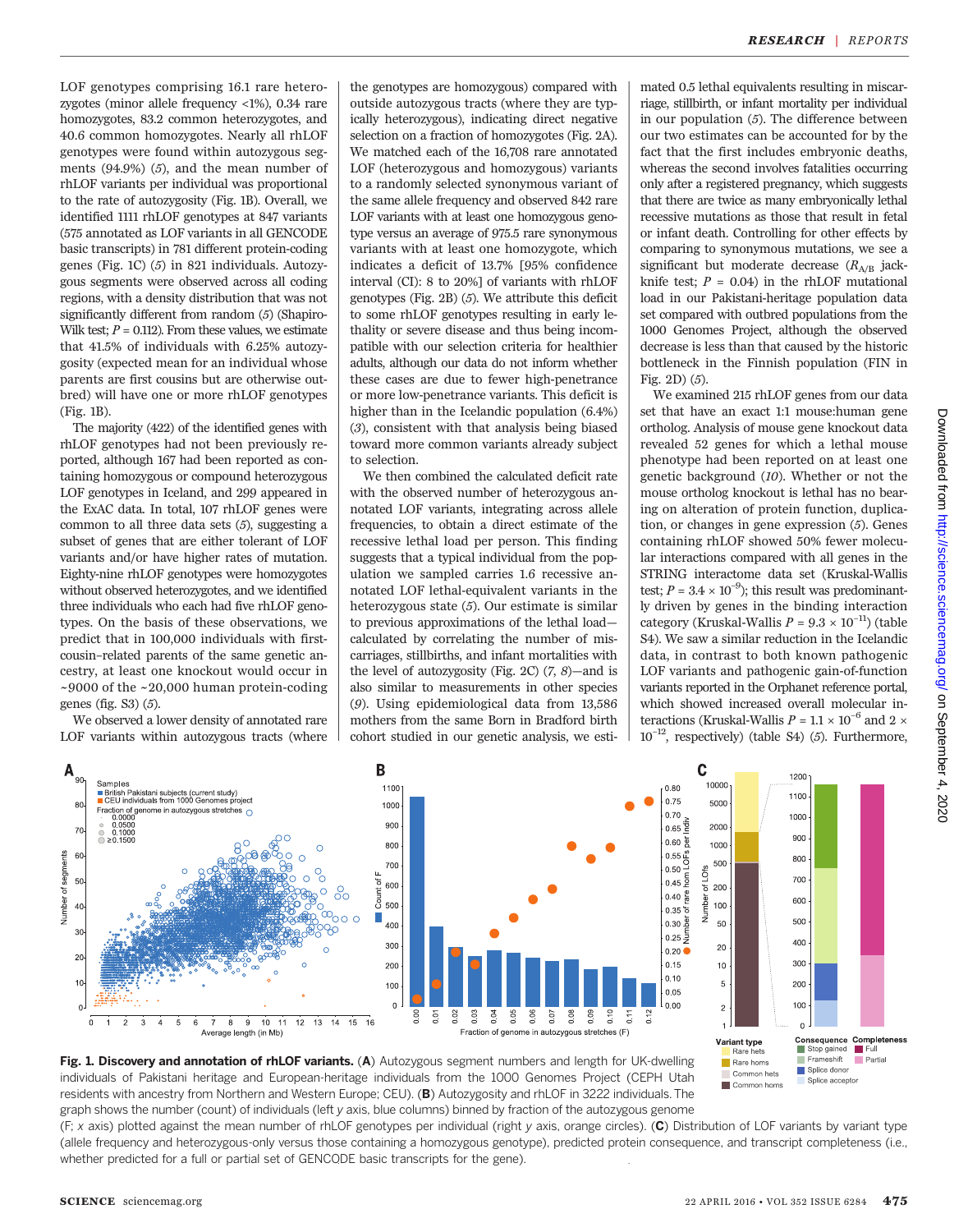LOF genotypes comprising 16.1 rare heterozygotes (minor allele frequency <1%), 0.34 rare homozygotes, 83.2 common heterozygotes, and 40.6 common homozygotes. Nearly all rhLOF genotypes were found within autozygous segments (94.9%) (5), and the mean number of rhLOF variants per individual was proportional to the rate of autozygosity (Fig. 1B). Overall, we identified 1111 rhLOF genotypes at 847 variants (575 annotated as LOF variants in all GENCODE basic transcripts) in 781 different protein-coding genes (Fig. 1C) (5) in 821 individuals. Autozygous segments were observed across all coding regions, with a density distribution that was not significantly different from random (5) (Shapiro-Wilk test; $P = 0.112$). From these values, we estimate that 41.5% of individuals with 6.25% autozygosity (expected mean for an individual whose parents are first cousins but are otherwise outbred) will have one or more rhLOF genotypes (Fig. 1B).

The majority (422) of the identified genes with rhLOF genotypes had not been previously reported, although 167 had been reported as containing homozygous or compound heterozygous LOF genotypes in Iceland, and 299 appeared in the ExAC data. In total, 107 rhLOF genes were common to all three data sets (5), suggesting a subset of genes that are either tolerant of LOF variants and/or have higher rates of mutation. Eighty-nine rhLOF genotypes were homozygotes without observed heterozygotes, and we identified three individuals who each had five rhLOF genotypes. On the basis of these observations, we predict that in 100,000 individuals with first-cousin–related parents of the same genetic ancestry, at least one knockout would occur in ~9000 of the ~20,000 human protein-coding genes (fig. S3) (5).

We observed a lower density of annotated rare LOF variants within autozygous tracts (where the genotypes are homozygous) compared with outside autozygous tracts (where they are typically heterozygous), indicating direct negative selection on a fraction of homozygotes (Fig. 2A). We matched each of the 16,708 rare annotated LOF (heterozygous and homozygous) variants to a randomly selected synonymous variant of the same allele frequency and observed 842 rare LOF variants with at least one homozygous genotype versus an average of 975.5 rare synonymous variants with at least one homozygote, which indicates a deficit of 13.7% [95% confidence interval (CI): 8 to 20%] of variants with rhLOF genotypes (Fig. 2B) (5). We attribute this deficit to some rhLOF genotypes resulting in early lethality or severe disease and thus being incompatible with our selection criteria for healthier adults, although our data do not inform whether these cases are due to fewer high-penetrance or more low-penetrance variants. This deficit is higher than in the Icelandic population (6.4%) (3), consistent with that analysis being biased toward more common variants already subject to selection.

We then combined the calculated deficit rate with the observed number of heterozygous annotated LOF variants, integrating across allele frequencies, to obtain a direct estimate of the recessive lethal load per person. This finding suggests that a typical individual from the population we sampled carries 1.6 recessive annotated LOF lethal-equivalent variants in the heterozygous state (5). Our estimate is similar to previous approximations of the lethal load—calculated by correlating the number of miscarriages, stillbirths, and infant mortalities with the level of autozygosity (Fig. 2C) (7, 8)—and is also similar to measurements in other species (9). Using epidemiological data from 13,586 mothers from the same Born in Bradford birth cohort studied in our genetic analysis, we estimated 0.5 lethal equivalents resulting in miscarriage, stillbirth, or infant mortality per individual in our population (5). The difference between our two estimates can be accounted for by the fact that the first includes embryonic deaths, whereas the second involves fatalities occurring only after a registered pregnancy, which suggests that there are twice as many embryonically lethal recessive mutations as those that result in fetal or infant death. Controlling for other effects by comparing to synonymous mutations, we see a significant but moderate decrease ($R_{A/B}$ jackknife test; $P = 0.04$) in the rhLOF mutational load in our Pakistani-heritage population data set compared with outbred populations from the 1000 Genomes Project, although the observed decrease is less than that caused by the historic bottleneck in the Finnish population (FIN in Fig. 2D) (5).

We examined 215 rhLOF genes from our data set that have an exact 1:1 mouse:human gene ortholog. Analysis of mouse gene knockout data revealed 52 genes for which a lethal mouse phenotype had been reported on at least one genetic background (10). Whether or not the mouse ortholog knockout is lethal has no bearing on alteration of protein function, duplication, or changes in gene expression (5). Genes containing rhLOF showed 50% fewer molecular interactions compared with all genes in the STRING interactome data set (Kruskal-Wallis test; $P = 3.4 \times 10^{-9}$); this result was predominantly driven by genes in the binding interaction category (Kruskal-Wallis $P = 9.3 \times 10^{-11}$) (table S4). We saw a similar reduction in the Icelandic data, in contrast to both known pathogenic LOF variants and pathogenic gain-of-function variants reported in the Orphanet reference portal, which showed increased overall molecular interactions (Kruskal-Wallis $P = 1.1 \times 10^{-6}$ and $2 \times 10^{-12}$, respectively) (table S4) (5). Furthermore,

**Fig. 1. Discovery and annotation of rhLOF variants.** (**A**) Autozygous segment numbers and length for UK-dwelling individuals of Pakistani heritage and European-heritage individuals from the 1000 Genomes Project (CEPH Utah residents with ancestry from Northern and Western Europe; CEU). (**B**) Autozygosity and rhLOF in 3222 individuals. The graph shows the number (count) of individuals (left y axis, blue columns) binned by fraction of the autozygous genome (F; x axis) plotted against the mean number of rhLOF genotypes per individual (right y axis, orange circles). (**C**) Distribution of LOF variants by variant type (allele frequency and heterozygous-only versus those containing a homozygous genotype), predicted protein consequence, and transcript completeness (i.e., whether predicted for a full or partial set of GENCODE basic transcripts for the gene).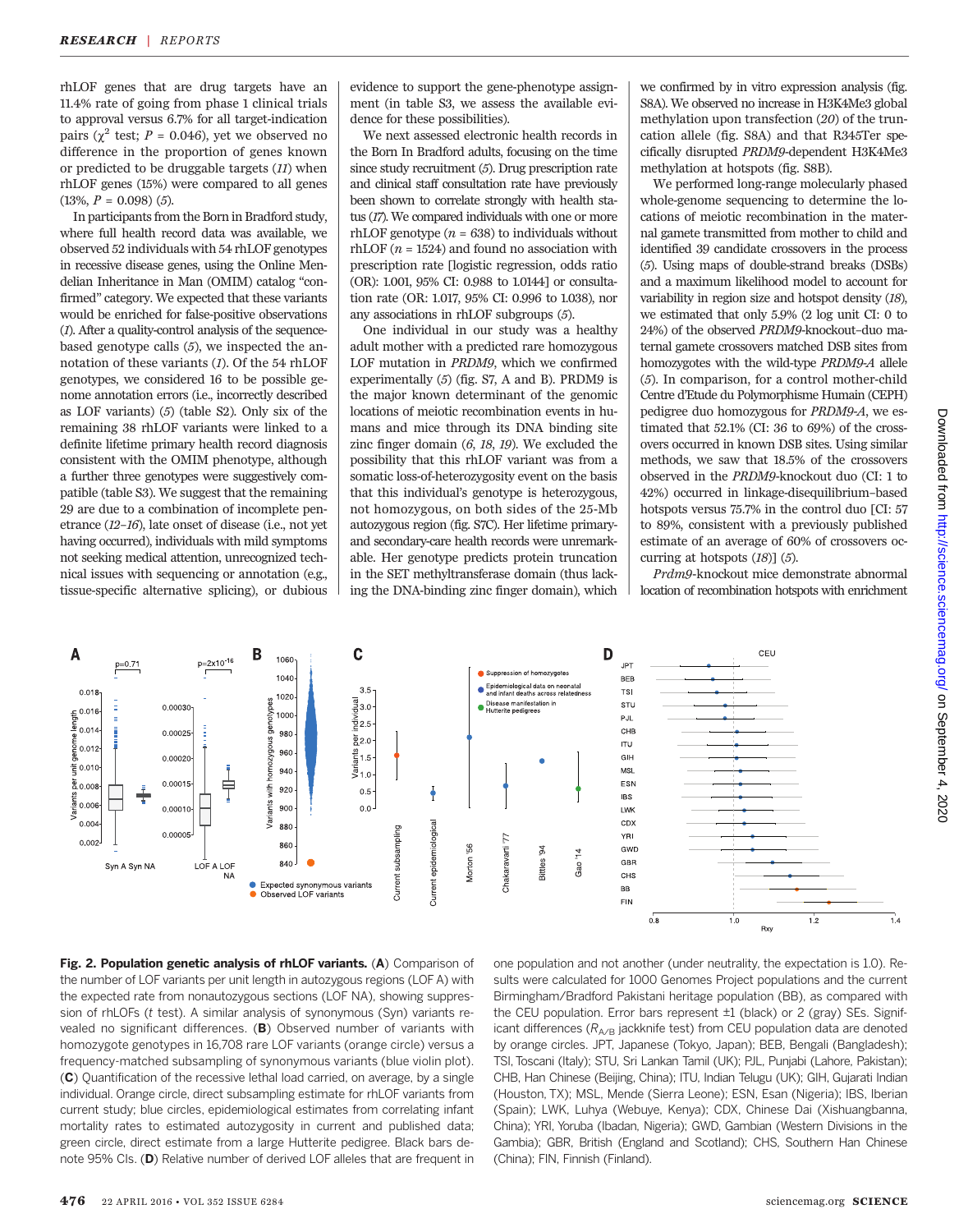rhLOF genes that are drug targets have an 11.4% rate of going from phase 1 clinical trials to approval versus 6.7% for all target-indication pairs ($\chi^2$ test; $P = 0.046$), yet we observed no difference in the proportion of genes known or predicted to be druggable targets (11) when rhLOF genes (15%) were compared to all genes (13%, $P = 0.098$) (5).

In participants from the Born in Bradford study, where full health record data was available, we observed 52 individuals with 54 rhLOF genotypes in recessive disease genes, using the Online Mendelian Inheritance in Man (OMIM) catalog "confirmed" category. We expected that these variants would be enriched for false-positive observations (1). After a quality-control analysis of the sequence-based genotype calls (5), we inspected the annotation of these variants (1). Of the 54 rhLOF genotypes, we considered 16 to be possible genome annotation errors (i.e., incorrectly described as LOF variants) (5) (table S2). Only six of the remaining 38 rhLOF variants were linked to a definite lifetime primary health record diagnosis consistent with the OMIM phenotype, although a further three genotypes were suggestively compatible (table S3). We suggest that the remaining 29 are due to a combination of incomplete penetrance (12–16), late onset of disease (i.e., not yet having occurred), individuals with mild symptoms not seeking medical attention, unrecognized technical issues with sequencing or annotation (e.g., tissue-specific alternative splicing), or dubious evidence to support the gene-phenotype assignment (in table S3, we assess the available evidence for these possibilities).

We next assessed electronic health records in the Born In Bradford adults, focusing on the time since study recruitment (5). Drug prescription rate and clinical staff consultation rate have previously been shown to correlate strongly with health status (17). We compared individuals with one or more rhLOF genotype ($n = 638$) to individuals without rhLOF ($n = 1524$) and found no association with prescription rate [logistic regression, odds ratio (OR): 1.001, 95% CI: 0.988 to 1.0144] or consultation rate (OR: 1.017, 95% CI: 0.996 to 1.038), nor any associations in rhLOF subgroups (5).

One individual in our study was a healthy adult mother with a predicted rare homozygous LOF mutation in *PRDM9*, which we confirmed experimentally (5) (fig. S7, A and B). PRDM9 is the major known determinant of the genomic locations of meiotic recombination events in humans and mice through its DNA binding site zinc finger domain (6, 18, 19). We excluded the possibility that this rhLOF variant was from a somatic loss-of-heterozygosity event on the basis that this individual's genotype is heterozygous, not homozygous, on both sides of the 25-Mb autozygous region (fig. S7C). Her lifetime primary- and secondary-care health records were unremarkable. Her genotype predicts protein truncation in the SET methyltransferase domain (thus lacking the DNA-binding zinc finger domain), which we confirmed by in vitro expression analysis (fig. S8A). We observed no increase in H3K4Me3 global methylation upon transfection (20) of the truncation allele (fig. S8A) and that R345Ter specifically disrupted *PRDM9*-dependent H3K4Me3 methylation at hotspots (fig. S8B).

We performed long-range molecularly phased whole-genome sequencing to determine the locations of meiotic recombination in the maternal gamete transmitted from mother to child and identified 39 candidate crossovers in the process (5). Using maps of double-strand breaks (DSBs) and a maximum likelihood model to account for variability in region size and hotspot density (18), we estimated that only 5.9% (2 log unit CI: 0 to 24%) of the observed *PRDM9*-knockout–duo maternal gamete crossovers matched DSB sites from homozygotes with the wild-type *PRDM9-A* allele (5). In comparison, for a control mother-child Centre d'Etude du Polymorphisme Humain (CEPH) pedigree duo homozygous for *PRDM9-A*, we estimated that 52.1% (CI: 36 to 69%) of the crossovers occurred in known DSB sites. Using similar methods, we saw that 18.5% of the crossovers observed in the *PRDM9*-knockout duo (CI: 1 to 42%) occurred in linkage-disequilibrium–based hotspots versus 75.7% in the control duo [CI: 57 to 89%, consistent with a previously published estimate of an average of 60% of crossovers occurring at hotspots (18)] (5).

*Prdm9*-knockout mice demonstrate abnormal location of recombination hotspots with enrichment

**Fig. 2. Population genetic analysis of rhLOF variants.** (**A**) Comparison of the number of LOF variants per unit length in autozygous regions (LOF A) with the expected rate from nonautozygous sections (LOF NA), showing suppression of rhLOFs (*t* test). A similar analysis of synonymous (Syn) variants revealed no significant differences. (**B**) Observed number of variants with homozygote genotypes in 16,708 rare LOF variants (orange circle) versus a frequency-matched subsampling of synonymous variants (blue violin plot). (**C**) Quantification of the recessive lethal load carried, on average, by a single individual. Orange circle, direct subsampling estimate for rhLOF variants from current study; blue circles, epidemiological estimates from correlating infant mortality rates to estimated autozygosity in current and published data; green circle, direct estimate from a large Hutterite pedigree. Black bars denote 95% CIs. (**D**) Relative number of derived LOF alleles that are frequent in one population and not another (under neutrality, the expectation is 1.0). Results were calculated for 1000 Genomes Project populations and the current Birmingham/Bradford Pakistani heritage population (BB), as compared with the CEU population. Error bars represent ±1 (black) or 2 (gray) SEs. Significant differences ($R_{A/B}$ jackknife test) from CEU population data are denoted by orange circles. JPT, Japanese (Tokyo, Japan); BEB, Bengali (Bangladesh); TSI, Toscani (Italy); STU, Sri Lankan Tamil (UK); PJL, Punjabi (Lahore, Pakistan); CHB, Han Chinese (Beijing, China); ITU, Indian Telugu (UK); GIH, Gujarati Indian (Houston, TX); MSL, Mende (Sierra Leone); ESN, Esan (Nigeria); IBS, Iberian (Spain); LWK, Luhya (Webuye, Kenya); CDX, Chinese Dai (Xishuangbanna, China); YRI, Yoruba (Ibadan, Nigeria); GWD, Gambian (Western Divisions in the Gambia); GBR, British (England and Scotland); CHS, Southern Han Chinese (China); FIN, Finnish (Finland).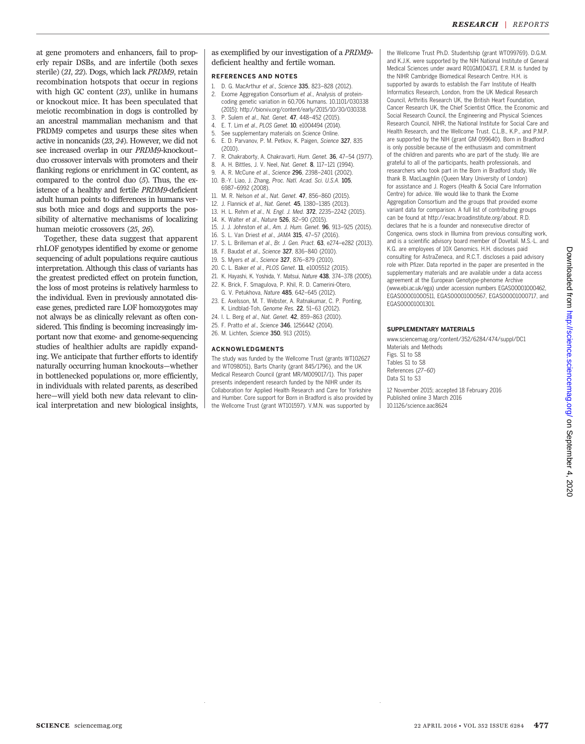at gene promoters and enhancers, fail to properly repair DSBs, and are infertile (both sexes sterile) (*21*, *22*). Dogs, which lack *PRDM9*, retain recombination hotspots that occur in regions with high GC content (*23*), unlike in humans or knockout mice. It has been speculated that meiotic recombination in dogs is controlled by an ancestral mammalian mechanism and that PRDM9 competes and usurps these sites when active in noncanids (*23*, *24*). However, we did not see increased overlap in our *PRDM9*-knockout–duo crossover intervals with promoters and their flanking regions or enrichment in GC content, as compared to the control duo (*5*). Thus, the existence of a healthy and fertile *PRDM9*-deficient adult human points to differences in humans versus both mice and dogs and supports the possibility of alternative mechanisms of localizing human meiotic crossovers (*25*, *26*).

Together, these data suggest that apparent rhLOF genotypes identified by exome or genome sequencing of adult populations require cautious interpretation. Although this class of variants has the greatest predicted effect on protein function, the loss of most proteins is relatively harmless to the individual. Even in previously annotated disease genes, predicted rare LOF homozygotes may not always be as clinically relevant as often considered. This finding is becoming increasingly important now that exome- and genome-sequencing studies of healthier adults are rapidly expanding. We anticipate that further efforts to identify naturally occurring human knockouts—whether in bottlenecked populations or, more efficiently, in individuals with related parents, as described here—will yield both new data relevant to clinical interpretation and new biological insights, as exemplified by our investigation of a *PRDM9*-deficient healthy and fertile woman.

## REFERENCES AND NOTES

1. D. G. MacArthur *et al.*, *Science* **335**, 823–828 (2012).
2. Exome Aggregation Consortium *et al.*, Analysis of protein-coding genetic variation in 60,706 humans. 10.1101/030338 (2015); http://biorxiv.org/content/early/2015/10/30/030338.
3. P. Sulem *et al.*, *Nat. Genet.* **47**, 448–452 (2015).
4. E. T. Lim *et al.*, *PLOS Genet.* **10**, e1004494 (2014).
5. See supplementary materials on *Science* Online.
6. E. D. Parvanov, P. M. Petkov, K. Paigen, *Science* **327**, 835 (2010).
7. R. Chakraborty, A. Chakravarti, *Hum. Genet.* **36**, 47–54 (1977).
8. A. H. Bittles, J. V. Neel, *Nat. Genet.* **8**, 117–121 (1994).
9. A. R. McCune *et al.*, *Science* **296**, 2398–2401 (2002).
10. B.-Y. Liao, J. Zhang, *Proc. Natl. Acad. Sci. U.S.A.* **105**, 6987–6992 (2008).
11. M. R. Nelson *et al.*, *Nat. Genet.* **47**, 856–860 (2015).
12. J. Flannick *et al.*, *Nat. Genet.* **45**, 1380–1385 (2013).
13. H. L. Rehm *et al.*, *N. Engl. J. Med.* **372**, 2235–2242 (2015).
14. K. Walter *et al.*, *Nature* **526**, 82–90 (2015).
15. J. J. Johnston *et al.*, *Am. J. Hum. Genet.* **96**, 913–925 (2015).
16. S. L. Van Driest *et al.*, *JAMA* **315**, 47–57 (2016).
17. S. L. Brilleman *et al.*, *Br. J. Gen. Pract.* **63**, e274–e282 (2013).
18. F. Baudat *et al.*, *Science* **327**, 836–840 (2010).
19. S. Myers *et al.*, *Science* **327**, 876–879 (2010).
20. C. L. Baker *et al.*, *PLOS Genet.* **11**, e1005512 (2015).
21. K. Hayashi, K. Yoshida, Y. Matsui, *Nature* **438**, 374–378 (2005).
22. K. Brick, F. Smagulova, P. Khil, R. D. Camerini-Otero, G. V. Petukhova, *Nature* **485**, 642–645 (2012).
23. E. Axelsson, M. T. Webster, A. Ratnakumar, C. P. Ponting, K. Lindblad-Toh, *Genome Res.* **22**, 51–63 (2012).
24. I. L. Berg *et al.*, *Nat. Genet.* **42**, 859–863 (2010).
25. F. Pratto *et al.*, *Science* **346**, 1256442 (2014).
26. M. Lichten, *Science* **350**, 913 (2015).

## ACKNOWLEDGMENTS

The study was funded by the Wellcome Trust (grants WT102627 and WT098051), Barts Charity (grant 845/1796), and the UK Medical Research Council (grant MR/M009017/1). This paper presents independent research funded by the NIHR under its Collaboration for Applied Health Research and Care for Yorkshire and Humber. Core support for Born in Bradford is also provided by the Wellcome Trust (grant WT101597). V.M.N. was supported by the Wellcome Trust Ph.D. Studentship (grant WT099769). D.G.M. and K.J.K. were supported by the NIH National Institute of General Medical Sciences under award R01GM104371. E.R.M. is funded by the NIHR Cambridge Biomedical Research Centre. H.H. is supported by awards to establish the Farr Institute of Health Informatics Research, London, from the UK Medical Research Council, Arthritis Research UK, the British Heart Foundation, Cancer Research UK, the Chief Scientist Office, the Economic and Social Research Council, the Engineering and Physical Sciences Research Council, NIHR, the National Institute for Social Care and Health Research, and the Wellcome Trust. C.L.B., K.P., and P.M.P. are supported by the NIH (grant GM 099640). Born in Bradford is only possible because of the enthusiasm and commitment of the children and parents who are part of the study. We are grateful to all of the participants, health professionals, and researchers who took part in the Born in Bradford study. We thank B. MacLaughlin (Queen Mary University of London) for assistance and J. Rogers (Health & Social Care Information Centre) for advice. We would like to thank the Exome Aggregation Consortium and the groups that provided exome variant data for comparison. A full list of contributing groups can be found at http://exac.broadinstitute.org/about. R.D. declares that he is a founder and nonexecutive director of Congenica, owns stock in Illumina from previous consulting work, and is a scientific advisory board member of Dovetail. M.S.-L. and K.G. are employees of 10X Genomics. H.H. discloses paid consulting for AstraZeneca, and R.C.T. discloses a paid advisory role with Pfizer. Data reported in the paper are presented in the supplementary materials and are available under a data access agreement at the European Genotype-phenome Archive (www.ebi.ac.uk/ega) under accession numbers EGAS00001000462, EGAS00001000511, EGAS00001000567, EGAS00001000717, and EGAS00001001301.

## SUPPLEMENTARY MATERIALS

www.sciencemag.org/content/352/6284/474/suppl/DC1
Materials and Methods
Figs. S1 to S8
Tables S1 to S8
References (*27*–*60*)
Data S1 to S3

12 November 2015; accepted 18 February 2016
Published online 3 March 2016
10.1126/science.aac8624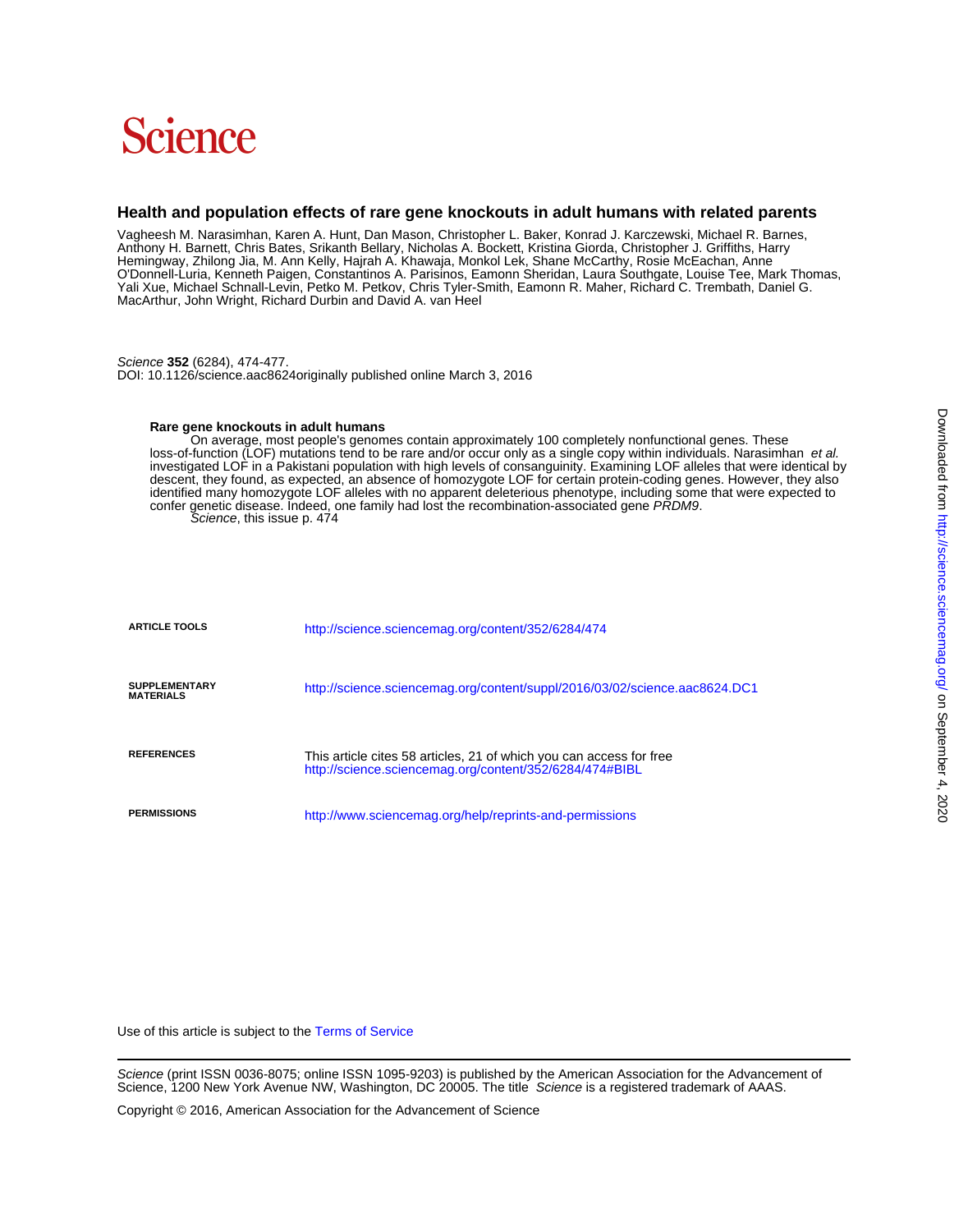# Science

## Health and population effects of rare gene knockouts in adult humans with related parents

Vagheesh M. Narasimhan, Karen A. Hunt, Dan Mason, Christopher L. Baker, Konrad J. Karczewski, Michael R. Barnes, Anthony H. Barnett, Chris Bates, Srikanth Bellary, Nicholas A. Bockett, Kristina Giorda, Christopher J. Griffiths, Harry Hemingway, Zhilong Jia, M. Ann Kelly, Hajrah A. Khawaja, Monkol Lek, Shane McCarthy, Rosie McEachan, Anne O'Donnell-Luria, Kenneth Paigen, Constantinos A. Parisinos, Eamonn Sheridan, Laura Southgate, Louise Tee, Mark Thomas, Yali Xue, Michael Schnall-Levin, Petko M. Petkov, Chris Tyler-Smith, Eamonn R. Maher, Richard C. Trembath, Daniel G. MacArthur, John Wright, Richard Durbin and David A. van Heel

*Science* **352** (6284), 474-477.
DOI: 10.1126/science.aac8624originally published online March 3, 2016

**Rare gene knockouts in adult humans**

On average, most people's genomes contain approximately 100 completely nonfunctional genes. These loss-of-function (LOF) mutations tend to be rare and/or occur only as a single copy within individuals. Narasimhan *et al.* investigated LOF in a Pakistani population with high levels of consanguinity. Examining LOF alleles that were identical by descent, they found, as expected, an absence of homozygote LOF for certain protein-coding genes. However, they also identified many homozygote LOF alleles with no apparent deleterious phenotype, including some that were expected to confer genetic disease. Indeed, one family had lost the recombination-associated gene *PRDM9*.

*Science*, this issue p. 474

| | |
|---|---|
| **ARTICLE TOOLS** | http://science.sciencemag.org/content/352/6284/474 |
| **SUPPLEMENTARY MATERIALS** | http://science.sciencemag.org/content/suppl/2016/03/02/science.aac8624.DC1 |
| **REFERENCES** | This article cites 58 articles, 21 of which you can access for free http://science.sciencemag.org/content/352/6284/474#BIBL |
| **PERMISSIONS** | http://www.sciencemag.org/help/reprints-and-permissions |

Use of this article is subject to the Terms of Service

*Science* (print ISSN 0036-8075; online ISSN 1095-9203) is published by the American Association for the Advancement of Science, 1200 New York Avenue NW, Washington, DC 20005. The title *Science* is a registered trademark of AAAS.

Copyright © 2016, American Association for the Advancement of Science

Downloaded from http://science.sciencemag.org/ on September 4, 2020